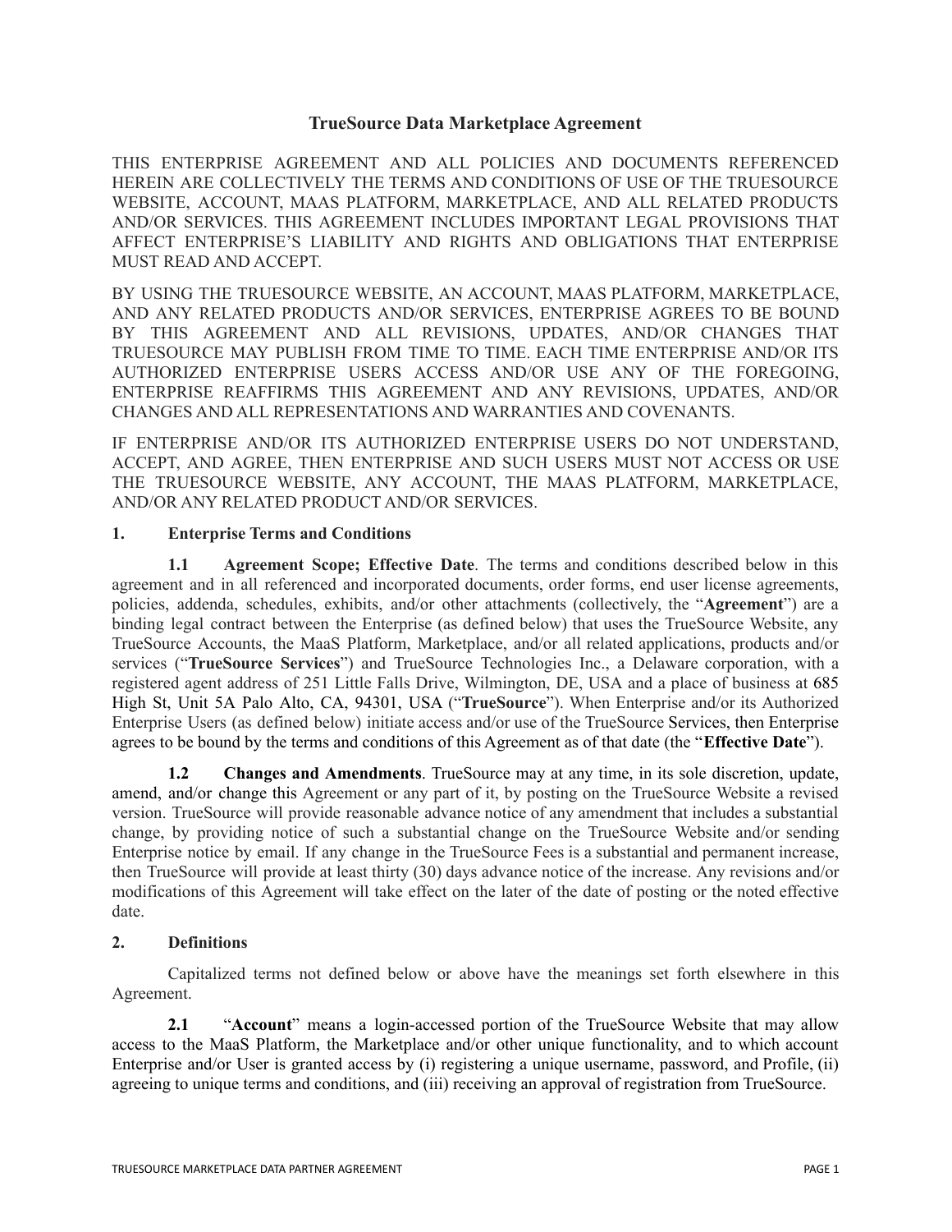# TrueSource Data Marketplace Agreement

THIS ENTERPRISE AGREEMENT AND ALL POLICIES AND DOCUMENTS REFERENCED HEREIN ARE COLLECTIVELY THE TERMS AND CONDITIONS OF USE OF THE TRUESOURCE WEBSITE, ACCOUNT, MAAS PLATFORM, MARKETPLACE, AND ALL RELATED PRODUCTS AND/OR SERVICES. THIS AGREEMENT INCLUDES IMPORTANT LEGAL PROVISIONS THAT AFFECT ENTERPRISE'S LIABILITY AND RIGHTS AND OBLIGATIONS THAT ENTERPRISE MUST READ AND ACCEPT.

BY USING THE TRUESOURCE WEBSITE, AN ACCOUNT, MAAS PLATFORM, MARKETPLACE, AND ANY RELATED PRODUCTS AND/OR SERVICES, ENTERPRISE AGREES TO BE BOUND BY THIS AGREEMENT AND ALL REVISIONS, UPDATES, AND/OR CHANGES THAT TRUESOURCE MAY PUBLISH FROM TIME TO TIME. EACH TIME ENTERPRISE AND/OR ITS AUTHORIZED ENTERPRISE USERS ACCESS AND/OR USE ANY OF THE FOREGOING, ENTERPRISE REAFFIRMS THIS AGREEMENT AND ANY REVISIONS, UPDATES, AND/OR CHANGES AND ALL REPRESENTATIONS AND WARRANTIES AND COVENANTS.

IF ENTERPRISE AND/OR ITS AUTHORIZED ENTERPRISE USERS DO NOT UNDERSTAND, ACCEPT, AND AGREE, THEN ENTERPRISE AND SUCH USERS MUST NOT ACCESS OR USE THE TRUESOURCE WEBSITE, ANY ACCOUNT, THE MAAS PLATFORM, MARKETPLACE, AND/OR ANY RELATED PRODUCT AND/OR SERVICES.

## 1. Enterprise Terms and Conditions

**1.1 Agreement Scope; Effective Date**. The terms and conditions described below in this agreement and in all referenced and incorporated documents, order forms, end user license agreements, policies, addenda, schedules, exhibits, and/or other attachments (collectively, the "**Agreement**") are a binding legal contract between the Enterprise (as defined below) that uses the TrueSource Website, any TrueSource Accounts, the MaaS Platform, Marketplace, and/or all related applications, products and/or services ("**TrueSource Services**") and TrueSource Technologies Inc., a Delaware corporation, with a registered agent address of 251 Little Falls Drive, Wilmington, DE, USA and a place of business at 685 High St, Unit 5A Palo Alto, CA, 94301, USA ("**TrueSource**"). When Enterprise and/or its Authorized Enterprise Users (as defined below) initiate access and/or use of the TrueSource Services, then Enterprise agrees to be bound by the terms and conditions of this Agreement as of that date (the "**Effective Date**").

**1.2 Changes and Amendments**. TrueSource may at any time, in its sole discretion, update, amend, and/or change this Agreement or any part of it, by posting on the TrueSource Website a revised version. TrueSource will provide reasonable advance notice of any amendment that includes a substantial change, by providing notice of such a substantial change on the TrueSource Website and/or sending Enterprise notice by email. If any change in the TrueSource Fees is a substantial and permanent increase, then TrueSource will provide at least thirty (30) days advance notice of the increase. Any revisions and/or modifications of this Agreement will take effect on the later of the date of posting or the noted effective date.

## 2. Definitions

Capitalized terms not defined below or above have the meanings set forth elsewhere in this Agreement.

**2.1** "**Account**" means a login-accessed portion of the TrueSource Website that may allow access to the MaaS Platform, the Marketplace and/or other unique functionality, and to which account Enterprise and/or User is granted access by (i) registering a unique username, password, and Profile, (ii) agreeing to unique terms and conditions, and (iii) receiving an approval of registration from TrueSource.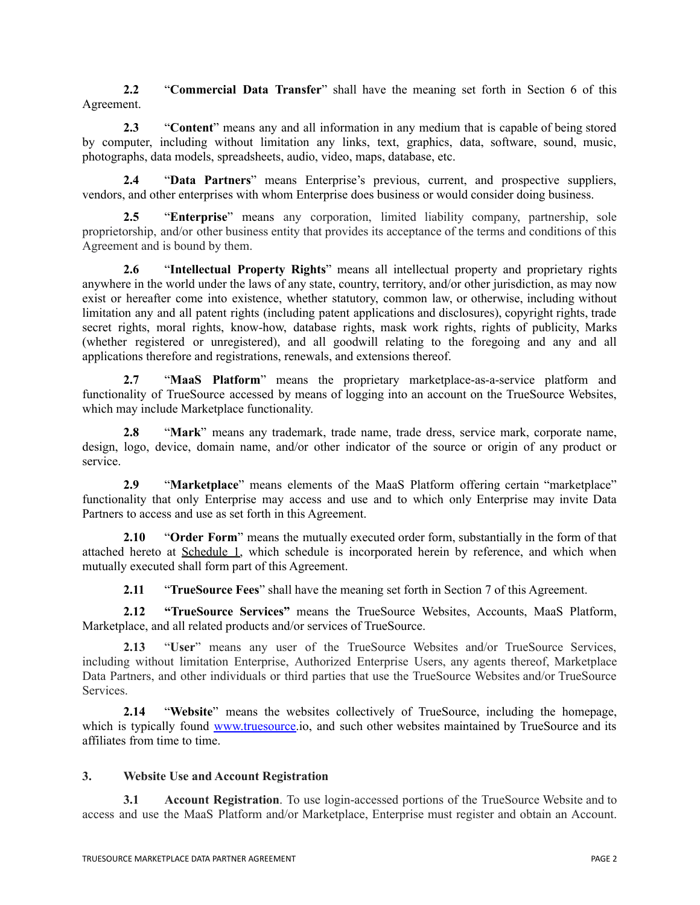**2.2** “**Commercial Data Transfer**” shall have the meaning set forth in Section 6 of this Agreement.

**2.3** “**Content**” means any and all information in any medium that is capable of being stored by computer, including without limitation any links, text, graphics, data, software, sound, music, photographs, data models, spreadsheets, audio, video, maps, database, etc.

**2.4** “**Data Partners**” means Enterprise’s previous, current, and prospective suppliers, vendors, and other enterprises with whom Enterprise does business or would consider doing business.

**2.5** “**Enterprise**” means any corporation, limited liability company, partnership, sole proprietorship, and/or other business entity that provides its acceptance of the terms and conditions of this Agreement and is bound by them.

**2.6** “**Intellectual Property Rights**” means all intellectual property and proprietary rights anywhere in the world under the laws of any state, country, territory, and/or other jurisdiction, as may now exist or hereafter come into existence, whether statutory, common law, or otherwise, including without limitation any and all patent rights (including patent applications and disclosures), copyright rights, trade secret rights, moral rights, know-how, database rights, mask work rights, rights of publicity, Marks (whether registered or unregistered), and all goodwill relating to the foregoing and any and all applications therefore and registrations, renewals, and extensions thereof.

**2.7** “**MaaS Platform**” means the proprietary marketplace-as-a-service platform and functionality of TrueSource accessed by means of logging into an account on the TrueSource Websites, which may include Marketplace functionality.

**2.8** “**Mark**” means any trademark, trade name, trade dress, service mark, corporate name, design, logo, device, domain name, and/or other indicator of the source or origin of any product or service.

**2.9** “**Marketplace**” means elements of the MaaS Platform offering certain “marketplace” functionality that only Enterprise may access and use and to which only Enterprise may invite Data Partners to access and use as set forth in this Agreement.

**2.10** “**Order Form**” means the mutually executed order form, substantially in the form of that attached hereto at Schedule 1, which schedule is incorporated herein by reference, and which when mutually executed shall form part of this Agreement.

**2.11** “**TrueSource Fees**” shall have the meaning set forth in Section 7 of this Agreement.

**2.12** **“TrueSource Services”** means the TrueSource Websites, Accounts, MaaS Platform, Marketplace, and all related products and/or services of TrueSource.

**2.13** “**User**” means any user of the TrueSource Websites and/or TrueSource Services, including without limitation Enterprise, Authorized Enterprise Users, any agents thereof, Marketplace Data Partners, and other individuals or third parties that use the TrueSource Websites and/or TrueSource Services.

**2.14** “**Website**” means the websites collectively of TrueSource, including the homepage, which is typically found www.truesource.io, and such other websites maintained by TrueSource and its affiliates from time to time.

## 3. Website Use and Account Registration

**3.1** **Account Registration**. To use login-accessed portions of the TrueSource Website and to access and use the MaaS Platform and/or Marketplace, Enterprise must register and obtain an Account.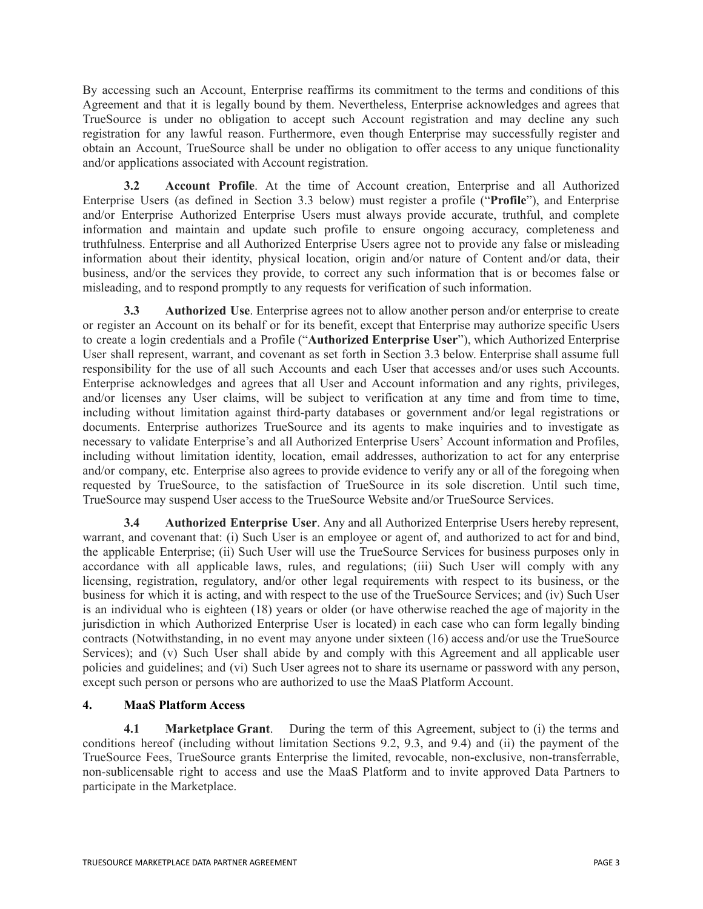By accessing such an Account, Enterprise reaffirms its commitment to the terms and conditions of this Agreement and that it is legally bound by them. Nevertheless, Enterprise acknowledges and agrees that TrueSource is under no obligation to accept such Account registration and may decline any such registration for any lawful reason. Furthermore, even though Enterprise may successfully register and obtain an Account, TrueSource shall be under no obligation to offer access to any unique functionality and/or applications associated with Account registration.

**3.2 Account Profile**. At the time of Account creation, Enterprise and all Authorized Enterprise Users (as defined in Section 3.3 below) must register a profile ("**Profile**"), and Enterprise and/or Enterprise Authorized Enterprise Users must always provide accurate, truthful, and complete information and maintain and update such profile to ensure ongoing accuracy, completeness and truthfulness. Enterprise and all Authorized Enterprise Users agree not to provide any false or misleading information about their identity, physical location, origin and/or nature of Content and/or data, their business, and/or the services they provide, to correct any such information that is or becomes false or misleading, and to respond promptly to any requests for verification of such information.

**3.3 Authorized Use**. Enterprise agrees not to allow another person and/or enterprise to create or register an Account on its behalf or for its benefit, except that Enterprise may authorize specific Users to create a login credentials and a Profile ("**Authorized Enterprise User**"), which Authorized Enterprise User shall represent, warrant, and covenant as set forth in Section 3.3 below. Enterprise shall assume full responsibility for the use of all such Accounts and each User that accesses and/or uses such Accounts. Enterprise acknowledges and agrees that all User and Account information and any rights, privileges, and/or licenses any User claims, will be subject to verification at any time and from time to time, including without limitation against third-party databases or government and/or legal registrations or documents. Enterprise authorizes TrueSource and its agents to make inquiries and to investigate as necessary to validate Enterprise's and all Authorized Enterprise Users' Account information and Profiles, including without limitation identity, location, email addresses, authorization to act for any enterprise and/or company, etc. Enterprise also agrees to provide evidence to verify any or all of the foregoing when requested by TrueSource, to the satisfaction of TrueSource in its sole discretion. Until such time, TrueSource may suspend User access to the TrueSource Website and/or TrueSource Services.

**3.4 Authorized Enterprise User**. Any and all Authorized Enterprise Users hereby represent, warrant, and covenant that: (i) Such User is an employee or agent of, and authorized to act for and bind, the applicable Enterprise; (ii) Such User will use the TrueSource Services for business purposes only in accordance with all applicable laws, rules, and regulations; (iii) Such User will comply with any licensing, registration, regulatory, and/or other legal requirements with respect to its business, or the business for which it is acting, and with respect to the use of the TrueSource Services; and (iv) Such User is an individual who is eighteen (18) years or older (or have otherwise reached the age of majority in the jurisdiction in which Authorized Enterprise User is located) in each case who can form legally binding contracts (Notwithstanding, in no event may anyone under sixteen (16) access and/or use the TrueSource Services); and (v) Such User shall abide by and comply with this Agreement and all applicable user policies and guidelines; and (vi) Such User agrees not to share its username or password with any person, except such person or persons who are authorized to use the MaaS Platform Account.

## 4. MaaS Platform Access

**4.1 Marketplace Grant**. During the term of this Agreement, subject to (i) the terms and conditions hereof (including without limitation Sections 9.2, 9.3, and 9.4) and (ii) the payment of the TrueSource Fees, TrueSource grants Enterprise the limited, revocable, non-exclusive, non-transferrable, non-sublicensable right to access and use the MaaS Platform and to invite approved Data Partners to participate in the Marketplace.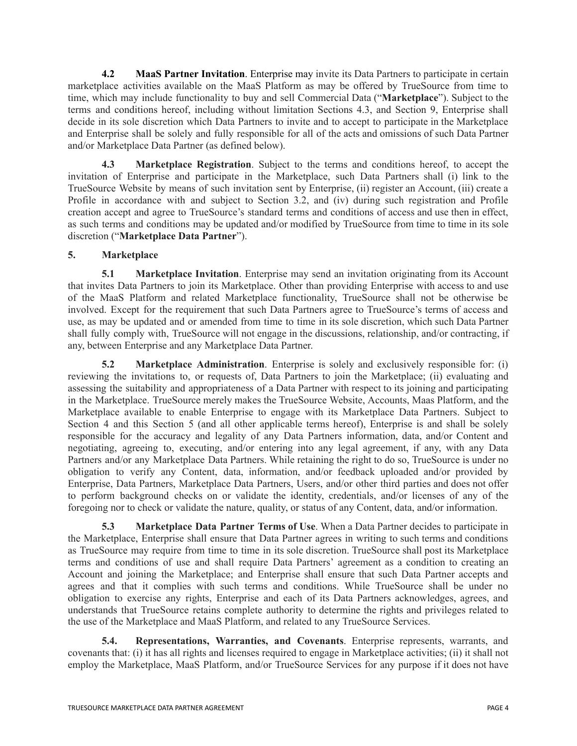**4.2 MaaS Partner Invitation**. Enterprise may invite its Data Partners to participate in certain marketplace activities available on the MaaS Platform as may be offered by TrueSource from time to time, which may include functionality to buy and sell Commercial Data ("**Marketplace**"). Subject to the terms and conditions hereof, including without limitation Sections 4.3, and Section 9, Enterprise shall decide in its sole discretion which Data Partners to invite and to accept to participate in the Marketplace and Enterprise shall be solely and fully responsible for all of the acts and omissions of such Data Partner and/or Marketplace Data Partner (as defined below).

**4.3 Marketplace Registration**. Subject to the terms and conditions hereof, to accept the invitation of Enterprise and participate in the Marketplace, such Data Partners shall (i) link to the TrueSource Website by means of such invitation sent by Enterprise, (ii) register an Account, (iii) create a Profile in accordance with and subject to Section 3.2, and (iv) during such registration and Profile creation accept and agree to TrueSource's standard terms and conditions of access and use then in effect, as such terms and conditions may be updated and/or modified by TrueSource from time to time in its sole discretion ("**Marketplace Data Partner**").

## 5. Marketplace

**5.1 Marketplace Invitation**. Enterprise may send an invitation originating from its Account that invites Data Partners to join its Marketplace. Other than providing Enterprise with access to and use of the MaaS Platform and related Marketplace functionality, TrueSource shall not be otherwise be involved. Except for the requirement that such Data Partners agree to TrueSource's terms of access and use, as may be updated and or amended from time to time in its sole discretion, which such Data Partner shall fully comply with, TrueSource will not engage in the discussions, relationship, and/or contracting, if any, between Enterprise and any Marketplace Data Partner.

**5.2 Marketplace Administration**. Enterprise is solely and exclusively responsible for: (i) reviewing the invitations to, or requests of, Data Partners to join the Marketplace; (ii) evaluating and assessing the suitability and appropriateness of a Data Partner with respect to its joining and participating in the Marketplace. TrueSource merely makes the TrueSource Website, Accounts, Maas Platform, and the Marketplace available to enable Enterprise to engage with its Marketplace Data Partners. Subject to Section 4 and this Section 5 (and all other applicable terms hereof), Enterprise is and shall be solely responsible for the accuracy and legality of any Data Partners information, data, and/or Content and negotiating, agreeing to, executing, and/or entering into any legal agreement, if any, with any Data Partners and/or any Marketplace Data Partners. While retaining the right to do so, TrueSource is under no obligation to verify any Content, data, information, and/or feedback uploaded and/or provided by Enterprise, Data Partners, Marketplace Data Partners, Users, and/or other third parties and does not offer to perform background checks on or validate the identity, credentials, and/or licenses of any of the foregoing nor to check or validate the nature, quality, or status of any Content, data, and/or information.

**5.3 Marketplace Data Partner Terms of Use**. When a Data Partner decides to participate in the Marketplace, Enterprise shall ensure that Data Partner agrees in writing to such terms and conditions as TrueSource may require from time to time in its sole discretion. TrueSource shall post its Marketplace terms and conditions of use and shall require Data Partners' agreement as a condition to creating an Account and joining the Marketplace; and Enterprise shall ensure that such Data Partner accepts and agrees and that it complies with such terms and conditions. While TrueSource shall be under no obligation to exercise any rights, Enterprise and each of its Data Partners acknowledges, agrees, and understands that TrueSource retains complete authority to determine the rights and privileges related to the use of the Marketplace and MaaS Platform, and related to any TrueSource Services.

**5.4. Representations, Warranties, and Covenants**. Enterprise represents, warrants, and covenants that: (i) it has all rights and licenses required to engage in Marketplace activities; (ii) it shall not employ the Marketplace, MaaS Platform, and/or TrueSource Services for any purpose if it does not have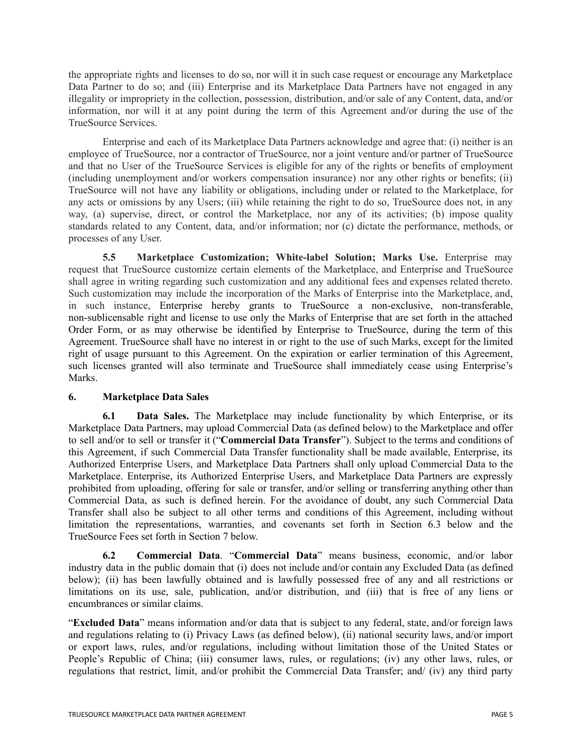the appropriate rights and licenses to do so, nor will it in such case request or encourage any Marketplace Data Partner to do so; and (iii) Enterprise and its Marketplace Data Partners have not engaged in any illegality or impropriety in the collection, possession, distribution, and/or sale of any Content, data, and/or information, nor will it at any point during the term of this Agreement and/or during the use of the TrueSource Services.

Enterprise and each of its Marketplace Data Partners acknowledge and agree that: (i) neither is an employee of TrueSource, nor a contractor of TrueSource, nor a joint venture and/or partner of TrueSource and that no User of the TrueSource Services is eligible for any of the rights or benefits of employment (including unemployment and/or workers compensation insurance) nor any other rights or benefits; (ii) TrueSource will not have any liability or obligations, including under or related to the Marketplace, for any acts or omissions by any Users; (iii) while retaining the right to do so, TrueSource does not, in any way, (a) supervise, direct, or control the Marketplace, nor any of its activities; (b) impose quality standards related to any Content, data, and/or information; nor (c) dictate the performance, methods, or processes of any User.

**5.5 Marketplace Customization; White-label Solution; Marks Use.** Enterprise may request that TrueSource customize certain elements of the Marketplace, and Enterprise and TrueSource shall agree in writing regarding such customization and any additional fees and expenses related thereto. Such customization may include the incorporation of the Marks of Enterprise into the Marketplace, and, in such instance, Enterprise hereby grants to TrueSource a non-exclusive, non-transferable, non-sublicensable right and license to use only the Marks of Enterprise that are set forth in the attached Order Form, or as may otherwise be identified by Enterprise to TrueSource, during the term of this Agreement. TrueSource shall have no interest in or right to the use of such Marks, except for the limited right of usage pursuant to this Agreement. On the expiration or earlier termination of this Agreement, such licenses granted will also terminate and TrueSource shall immediately cease using Enterprise's Marks.

## 6. Marketplace Data Sales

**6.1 Data Sales.** The Marketplace may include functionality by which Enterprise, or its Marketplace Data Partners, may upload Commercial Data (as defined below) to the Marketplace and offer to sell and/or to sell or transfer it ("**Commercial Data Transfer**"). Subject to the terms and conditions of this Agreement, if such Commercial Data Transfer functionality shall be made available, Enterprise, its Authorized Enterprise Users, and Marketplace Data Partners shall only upload Commercial Data to the Marketplace. Enterprise, its Authorized Enterprise Users, and Marketplace Data Partners are expressly prohibited from uploading, offering for sale or transfer, and/or selling or transferring anything other than Commercial Data, as such is defined herein. For the avoidance of doubt, any such Commercial Data Transfer shall also be subject to all other terms and conditions of this Agreement, including without limitation the representations, warranties, and covenants set forth in Section 6.3 below and the TrueSource Fees set forth in Section 7 below.

**6.2 Commercial Data**. "**Commercial Data**" means business, economic, and/or labor industry data in the public domain that (i) does not include and/or contain any Excluded Data (as defined below); (ii) has been lawfully obtained and is lawfully possessed free of any and all restrictions or limitations on its use, sale, publication, and/or distribution, and (iii) that is free of any liens or encumbrances or similar claims.

"**Excluded Data**" means information and/or data that is subject to any federal, state, and/or foreign laws and regulations relating to (i) Privacy Laws (as defined below), (ii) national security laws, and/or import or export laws, rules, and/or regulations, including without limitation those of the United States or People's Republic of China; (iii) consumer laws, rules, or regulations; (iv) any other laws, rules, or regulations that restrict, limit, and/or prohibit the Commercial Data Transfer; and/ (iv) any third party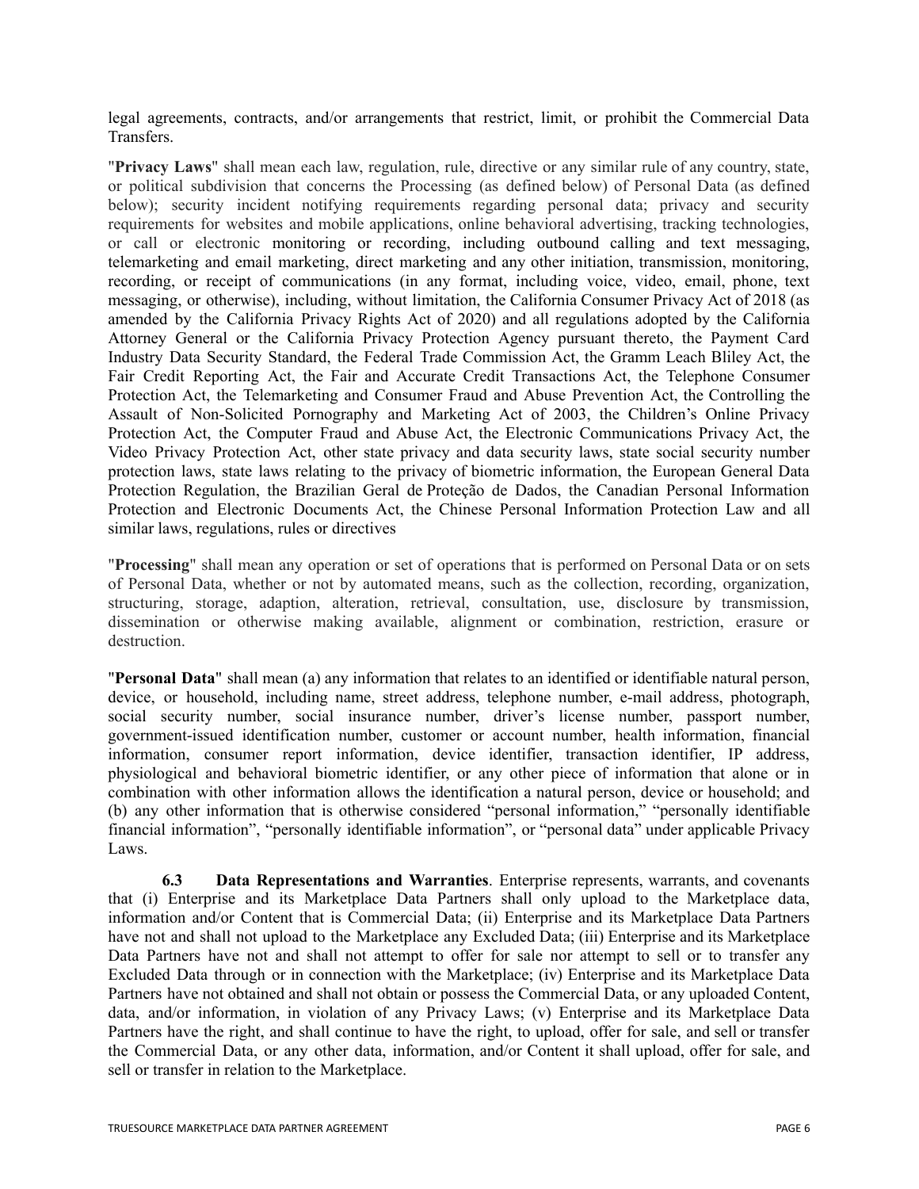legal agreements, contracts, and/or arrangements that restrict, limit, or prohibit the Commercial Data Transfers.

"**Privacy Laws**" shall mean each law, regulation, rule, directive or any similar rule of any country, state, or political subdivision that concerns the Processing (as defined below) of Personal Data (as defined below); security incident notifying requirements regarding personal data; privacy and security requirements for websites and mobile applications, online behavioral advertising, tracking technologies, or call or electronic monitoring or recording, including outbound calling and text messaging, telemarketing and email marketing, direct marketing and any other initiation, transmission, monitoring, recording, or receipt of communications (in any format, including voice, video, email, phone, text messaging, or otherwise), including, without limitation, the California Consumer Privacy Act of 2018 (as amended by the California Privacy Rights Act of 2020) and all regulations adopted by the California Attorney General or the California Privacy Protection Agency pursuant thereto, the Payment Card Industry Data Security Standard, the Federal Trade Commission Act, the Gramm Leach Bliley Act, the Fair Credit Reporting Act, the Fair and Accurate Credit Transactions Act, the Telephone Consumer Protection Act, the Telemarketing and Consumer Fraud and Abuse Prevention Act, the Controlling the Assault of Non-Solicited Pornography and Marketing Act of 2003, the Children's Online Privacy Protection Act, the Computer Fraud and Abuse Act, the Electronic Communications Privacy Act, the Video Privacy Protection Act, other state privacy and data security laws, state social security number protection laws, state laws relating to the privacy of biometric information, the European General Data Protection Regulation, the Brazilian Geral de Proteção de Dados, the Canadian Personal Information Protection and Electronic Documents Act, the Chinese Personal Information Protection Law and all similar laws, regulations, rules or directives

"**Processing**" shall mean any operation or set of operations that is performed on Personal Data or on sets of Personal Data, whether or not by automated means, such as the collection, recording, organization, structuring, storage, adaption, alteration, retrieval, consultation, use, disclosure by transmission, dissemination or otherwise making available, alignment or combination, restriction, erasure or destruction.

"**Personal Data**" shall mean (a) any information that relates to an identified or identifiable natural person, device, or household, including name, street address, telephone number, e-mail address, photograph, social security number, social insurance number, driver's license number, passport number, government-issued identification number, customer or account number, health information, financial information, consumer report information, device identifier, transaction identifier, IP address, physiological and behavioral biometric identifier, or any other piece of information that alone or in combination with other information allows the identification a natural person, device or household; and (b) any other information that is otherwise considered "personal information," "personally identifiable financial information", "personally identifiable information", or "personal data" under applicable Privacy Laws.

**6.3 Data Representations and Warranties**. Enterprise represents, warrants, and covenants that (i) Enterprise and its Marketplace Data Partners shall only upload to the Marketplace data, information and/or Content that is Commercial Data; (ii) Enterprise and its Marketplace Data Partners have not and shall not upload to the Marketplace any Excluded Data; (iii) Enterprise and its Marketplace Data Partners have not and shall not attempt to offer for sale nor attempt to sell or to transfer any Excluded Data through or in connection with the Marketplace; (iv) Enterprise and its Marketplace Data Partners have not obtained and shall not obtain or possess the Commercial Data, or any uploaded Content, data, and/or information, in violation of any Privacy Laws; (v) Enterprise and its Marketplace Data Partners have the right, and shall continue to have the right, to upload, offer for sale, and sell or transfer the Commercial Data, or any other data, information, and/or Content it shall upload, offer for sale, and sell or transfer in relation to the Marketplace.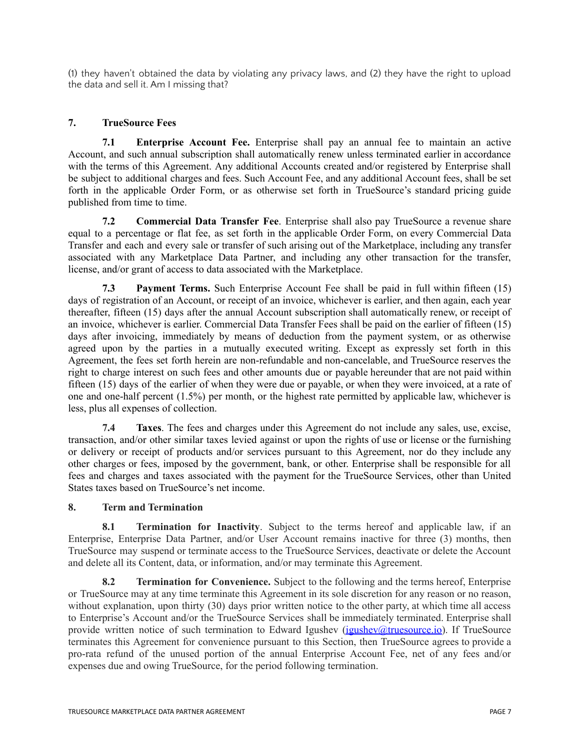(1) they haven't obtained the data by violating any privacy laws, and (2) they have the right to upload the data and sell it. Am I missing that?

**7. TrueSource Fees**

**7.1 Enterprise Account Fee.** Enterprise shall pay an annual fee to maintain an active Account, and such annual subscription shall automatically renew unless terminated earlier in accordance with the terms of this Agreement. Any additional Accounts created and/or registered by Enterprise shall be subject to additional charges and fees. Such Account Fee, and any additional Account fees, shall be set forth in the applicable Order Form, or as otherwise set forth in TrueSource's standard pricing guide published from time to time.

**7.2 Commercial Data Transfer Fee**. Enterprise shall also pay TrueSource a revenue share equal to a percentage or flat fee, as set forth in the applicable Order Form, on every Commercial Data Transfer and each and every sale or transfer of such arising out of the Marketplace, including any transfer associated with any Marketplace Data Partner, and including any other transaction for the transfer, license, and/or grant of access to data associated with the Marketplace.

**7.3 Payment Terms.** Such Enterprise Account Fee shall be paid in full within fifteen (15) days of registration of an Account, or receipt of an invoice, whichever is earlier, and then again, each year thereafter, fifteen (15) days after the annual Account subscription shall automatically renew, or receipt of an invoice, whichever is earlier. Commercial Data Transfer Fees shall be paid on the earlier of fifteen (15) days after invoicing, immediately by means of deduction from the payment system, or as otherwise agreed upon by the parties in a mutually executed writing. Except as expressly set forth in this Agreement, the fees set forth herein are non-refundable and non-cancelable, and TrueSource reserves the right to charge interest on such fees and other amounts due or payable hereunder that are not paid within fifteen (15) days of the earlier of when they were due or payable, or when they were invoiced, at a rate of one and one-half percent (1.5%) per month, or the highest rate permitted by applicable law, whichever is less, plus all expenses of collection.

**7.4 Taxes**. The fees and charges under this Agreement do not include any sales, use, excise, transaction, and/or other similar taxes levied against or upon the rights of use or license or the furnishing or delivery or receipt of products and/or services pursuant to this Agreement, nor do they include any other charges or fees, imposed by the government, bank, or other. Enterprise shall be responsible for all fees and charges and taxes associated with the payment for the TrueSource Services, other than United States taxes based on TrueSource's net income.

**8. Term and Termination**

**8.1 Termination for Inactivity**. Subject to the terms hereof and applicable law, if an Enterprise, Enterprise Data Partner, and/or User Account remains inactive for three (3) months, then TrueSource may suspend or terminate access to the TrueSource Services, deactivate or delete the Account and delete all its Content, data, or information, and/or may terminate this Agreement.

**8.2 Termination for Convenience.** Subject to the following and the terms hereof, Enterprise or TrueSource may at any time terminate this Agreement in its sole discretion for any reason or no reason, without explanation, upon thirty (30) days prior written notice to the other party, at which time all access to Enterprise's Account and/or the TrueSource Services shall be immediately terminated. Enterprise shall provide written notice of such termination to Edward Igushev (igushev@truesource.io). If TrueSource terminates this Agreement for convenience pursuant to this Section, then TrueSource agrees to provide a pro-rata refund of the unused portion of the annual Enterprise Account Fee, net of any fees and/or expenses due and owing TrueSource, for the period following termination.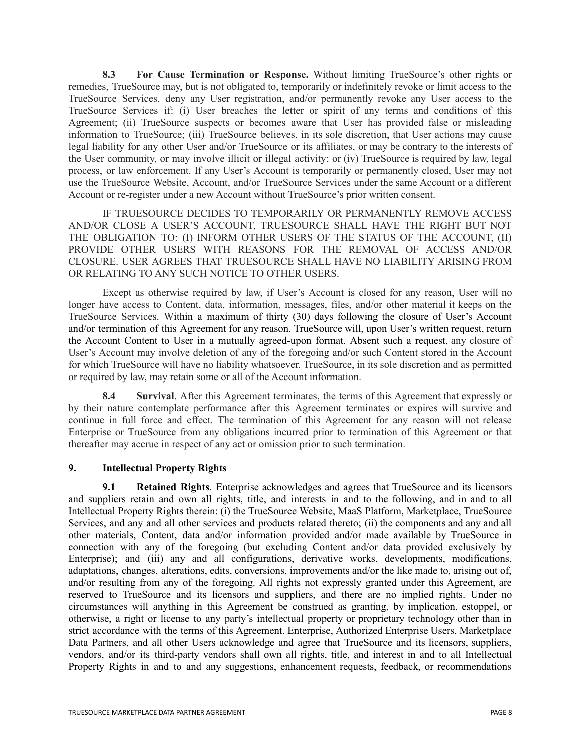**8.3 For Cause Termination or Response.** Without limiting TrueSource's other rights or remedies, TrueSource may, but is not obligated to, temporarily or indefinitely revoke or limit access to the TrueSource Services, deny any User registration, and/or permanently revoke any User access to the TrueSource Services if: (i) User breaches the letter or spirit of any terms and conditions of this Agreement; (ii) TrueSource suspects or becomes aware that User has provided false or misleading information to TrueSource; (iii) TrueSource believes, in its sole discretion, that User actions may cause legal liability for any other User and/or TrueSource or its affiliates, or may be contrary to the interests of the User community, or may involve illicit or illegal activity; or (iv) TrueSource is required by law, legal process, or law enforcement. If any User's Account is temporarily or permanently closed, User may not use the TrueSource Website, Account, and/or TrueSource Services under the same Account or a different Account or re-register under a new Account without TrueSource's prior written consent.

IF TRUESOURCE DECIDES TO TEMPORARILY OR PERMANENTLY REMOVE ACCESS AND/OR CLOSE A USER'S ACCOUNT, TRUESOURCE SHALL HAVE THE RIGHT BUT NOT THE OBLIGATION TO: (I) INFORM OTHER USERS OF THE STATUS OF THE ACCOUNT, (II) PROVIDE OTHER USERS WITH REASONS FOR THE REMOVAL OF ACCESS AND/OR CLOSURE. USER AGREES THAT TRUESOURCE SHALL HAVE NO LIABILITY ARISING FROM OR RELATING TO ANY SUCH NOTICE TO OTHER USERS.

Except as otherwise required by law, if User's Account is closed for any reason, User will no longer have access to Content, data, information, messages, files, and/or other material it keeps on the TrueSource Services. Within a maximum of thirty (30) days following the closure of User's Account and/or termination of this Agreement for any reason, TrueSource will, upon User's written request, return the Account Content to User in a mutually agreed-upon format. Absent such a request, any closure of User's Account may involve deletion of any of the foregoing and/or such Content stored in the Account for which TrueSource will have no liability whatsoever. TrueSource, in its sole discretion and as permitted or required by law, may retain some or all of the Account information.

**8.4 Survival**. After this Agreement terminates, the terms of this Agreement that expressly or by their nature contemplate performance after this Agreement terminates or expires will survive and continue in full force and effect. The termination of this Agreement for any reason will not release Enterprise or TrueSource from any obligations incurred prior to termination of this Agreement or that thereafter may accrue in respect of any act or omission prior to such termination.

## 9. Intellectual Property Rights

**9.1 Retained Rights**. Enterprise acknowledges and agrees that TrueSource and its licensors and suppliers retain and own all rights, title, and interests in and to the following, and in and to all Intellectual Property Rights therein: (i) the TrueSource Website, MaaS Platform, Marketplace, TrueSource Services, and any and all other services and products related thereto; (ii) the components and any and all other materials, Content, data and/or information provided and/or made available by TrueSource in connection with any of the foregoing (but excluding Content and/or data provided exclusively by Enterprise); and (iii) any and all configurations, derivative works, developments, modifications, adaptations, changes, alterations, edits, conversions, improvements and/or the like made to, arising out of, and/or resulting from any of the foregoing. All rights not expressly granted under this Agreement, are reserved to TrueSource and its licensors and suppliers, and there are no implied rights. Under no circumstances will anything in this Agreement be construed as granting, by implication, estoppel, or otherwise, a right or license to any party's intellectual property or proprietary technology other than in strict accordance with the terms of this Agreement. Enterprise, Authorized Enterprise Users, Marketplace Data Partners, and all other Users acknowledge and agree that TrueSource and its licensors, suppliers, vendors, and/or its third-party vendors shall own all rights, title, and interest in and to all Intellectual Property Rights in and to and any suggestions, enhancement requests, feedback, or recommendations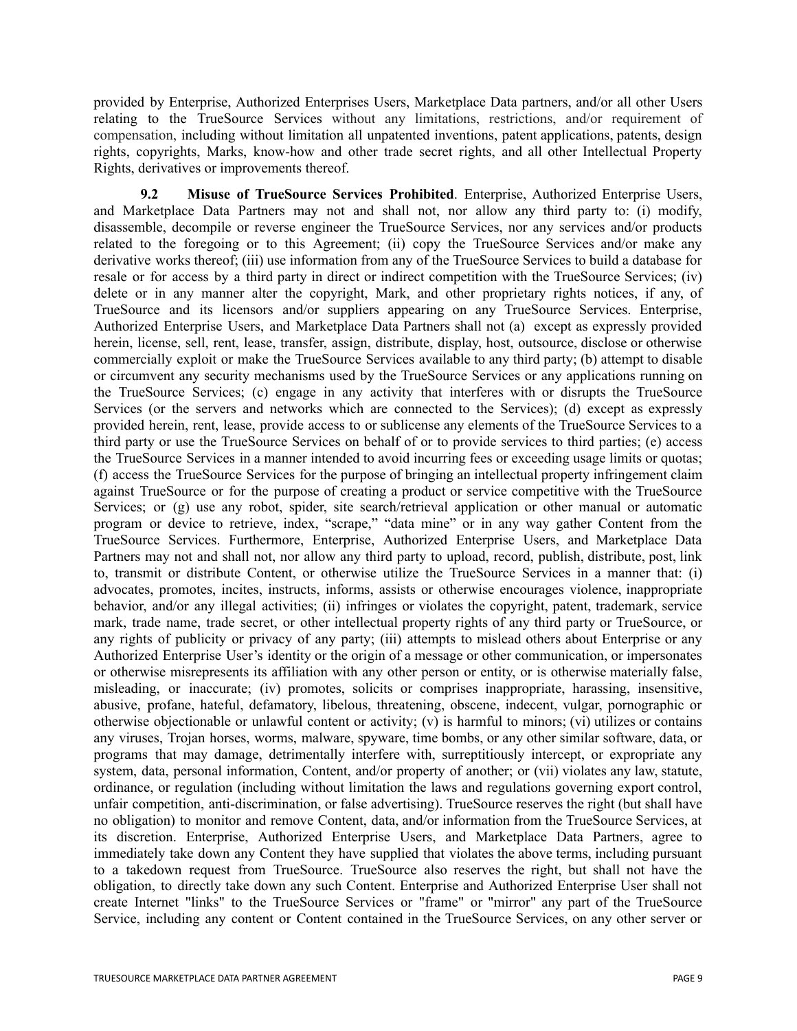provided by Enterprise, Authorized Enterprises Users, Marketplace Data partners, and/or all other Users relating to the TrueSource Services without any limitations, restrictions, and/or requirement of compensation, including without limitation all unpatented inventions, patent applications, patents, design rights, copyrights, Marks, know-how and other trade secret rights, and all other Intellectual Property Rights, derivatives or improvements thereof.

**9.2 Misuse of TrueSource Services Prohibited**. Enterprise, Authorized Enterprise Users, and Marketplace Data Partners may not and shall not, nor allow any third party to: (i) modify, disassemble, decompile or reverse engineer the TrueSource Services, nor any services and/or products related to the foregoing or to this Agreement; (ii) copy the TrueSource Services and/or make any derivative works thereof; (iii) use information from any of the TrueSource Services to build a database for resale or for access by a third party in direct or indirect competition with the TrueSource Services; (iv) delete or in any manner alter the copyright, Mark, and other proprietary rights notices, if any, of TrueSource and its licensors and/or suppliers appearing on any TrueSource Services. Enterprise, Authorized Enterprise Users, and Marketplace Data Partners shall not (a) except as expressly provided herein, license, sell, rent, lease, transfer, assign, distribute, display, host, outsource, disclose or otherwise commercially exploit or make the TrueSource Services available to any third party; (b) attempt to disable or circumvent any security mechanisms used by the TrueSource Services or any applications running on the TrueSource Services; (c) engage in any activity that interferes with or disrupts the TrueSource Services (or the servers and networks which are connected to the Services); (d) except as expressly provided herein, rent, lease, provide access to or sublicense any elements of the TrueSource Services to a third party or use the TrueSource Services on behalf of or to provide services to third parties; (e) access the TrueSource Services in a manner intended to avoid incurring fees or exceeding usage limits or quotas; (f) access the TrueSource Services for the purpose of bringing an intellectual property infringement claim against TrueSource or for the purpose of creating a product or service competitive with the TrueSource Services; or (g) use any robot, spider, site search/retrieval application or other manual or automatic program or device to retrieve, index, "scrape," "data mine" or in any way gather Content from the TrueSource Services. Furthermore, Enterprise, Authorized Enterprise Users, and Marketplace Data Partners may not and shall not, nor allow any third party to upload, record, publish, distribute, post, link to, transmit or distribute Content, or otherwise utilize the TrueSource Services in a manner that: (i) advocates, promotes, incites, instructs, informs, assists or otherwise encourages violence, inappropriate behavior, and/or any illegal activities; (ii) infringes or violates the copyright, patent, trademark, service mark, trade name, trade secret, or other intellectual property rights of any third party or TrueSource, or any rights of publicity or privacy of any party; (iii) attempts to mislead others about Enterprise or any Authorized Enterprise User's identity or the origin of a message or other communication, or impersonates or otherwise misrepresents its affiliation with any other person or entity, or is otherwise materially false, misleading, or inaccurate; (iv) promotes, solicits or comprises inappropriate, harassing, insensitive, abusive, profane, hateful, defamatory, libelous, threatening, obscene, indecent, vulgar, pornographic or otherwise objectionable or unlawful content or activity; (v) is harmful to minors; (vi) utilizes or contains any viruses, Trojan horses, worms, malware, spyware, time bombs, or any other similar software, data, or programs that may damage, detrimentally interfere with, surreptitiously intercept, or expropriate any system, data, personal information, Content, and/or property of another; or (vii) violates any law, statute, ordinance, or regulation (including without limitation the laws and regulations governing export control, unfair competition, anti-discrimination, or false advertising). TrueSource reserves the right (but shall have no obligation) to monitor and remove Content, data, and/or information from the TrueSource Services, at its discretion. Enterprise, Authorized Enterprise Users, and Marketplace Data Partners, agree to immediately take down any Content they have supplied that violates the above terms, including pursuant to a takedown request from TrueSource. TrueSource also reserves the right, but shall not have the obligation, to directly take down any such Content. Enterprise and Authorized Enterprise User shall not create Internet "links" to the TrueSource Services or "frame" or "mirror" any part of the TrueSource Service, including any content or Content contained in the TrueSource Services, on any other server or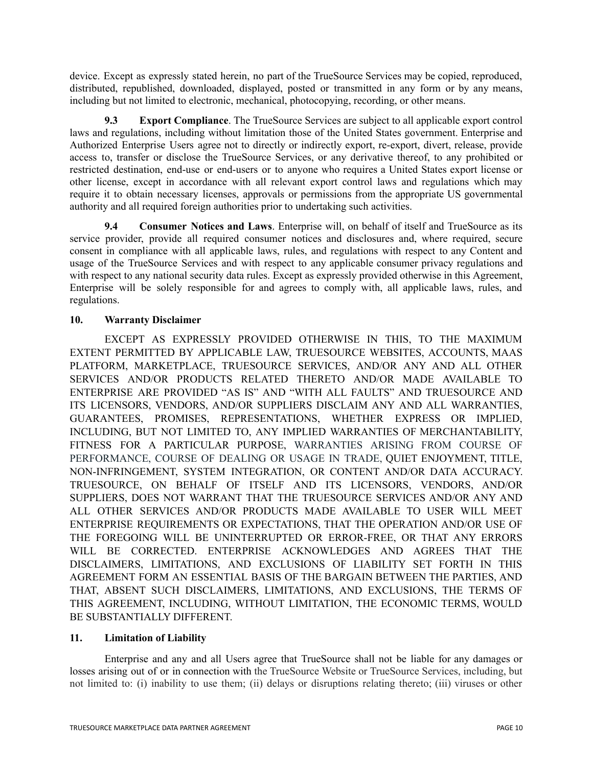device. Except as expressly stated herein, no part of the TrueSource Services may be copied, reproduced, distributed, republished, downloaded, displayed, posted or transmitted in any form or by any means, including but not limited to electronic, mechanical, photocopying, recording, or other means.

**9.3 Export Compliance**. The TrueSource Services are subject to all applicable export control laws and regulations, including without limitation those of the United States government. Enterprise and Authorized Enterprise Users agree not to directly or indirectly export, re-export, divert, release, provide access to, transfer or disclose the TrueSource Services, or any derivative thereof, to any prohibited or restricted destination, end-use or end-users or to anyone who requires a United States export license or other license, except in accordance with all relevant export control laws and regulations which may require it to obtain necessary licenses, approvals or permissions from the appropriate US governmental authority and all required foreign authorities prior to undertaking such activities.

**9.4 Consumer Notices and Laws**. Enterprise will, on behalf of itself and TrueSource as its service provider, provide all required consumer notices and disclosures and, where required, secure consent in compliance with all applicable laws, rules, and regulations with respect to any Content and usage of the TrueSource Services and with respect to any applicable consumer privacy regulations and with respect to any national security data rules. Except as expressly provided otherwise in this Agreement, Enterprise will be solely responsible for and agrees to comply with, all applicable laws, rules, and regulations.

## 10. Warranty Disclaimer

EXCEPT AS EXPRESSLY PROVIDED OTHERWISE IN THIS, TO THE MAXIMUM EXTENT PERMITTED BY APPLICABLE LAW, TRUESOURCE WEBSITES, ACCOUNTS, MAAS PLATFORM, MARKETPLACE, TRUESOURCE SERVICES, AND/OR ANY AND ALL OTHER SERVICES AND/OR PRODUCTS RELATED THERETO AND/OR MADE AVAILABLE TO ENTERPRISE ARE PROVIDED "AS IS" AND "WITH ALL FAULTS" AND TRUESOURCE AND ITS LICENSORS, VENDORS, AND/OR SUPPLIERS DISCLAIM ANY AND ALL WARRANTIES, GUARANTEES, PROMISES, REPRESENTATIONS, WHETHER EXPRESS OR IMPLIED, INCLUDING, BUT NOT LIMITED TO, ANY IMPLIED WARRANTIES OF MERCHANTABILITY, FITNESS FOR A PARTICULAR PURPOSE, WARRANTIES ARISING FROM COURSE OF PERFORMANCE, COURSE OF DEALING OR USAGE IN TRADE, QUIET ENJOYMENT, TITLE, NON-INFRINGEMENT, SYSTEM INTEGRATION, OR CONTENT AND/OR DATA ACCURACY. TRUESOURCE, ON BEHALF OF ITSELF AND ITS LICENSORS, VENDORS, AND/OR SUPPLIERS, DOES NOT WARRANT THAT THE TRUESOURCE SERVICES AND/OR ANY AND ALL OTHER SERVICES AND/OR PRODUCTS MADE AVAILABLE TO USER WILL MEET ENTERPRISE REQUIREMENTS OR EXPECTATIONS, THAT THE OPERATION AND/OR USE OF THE FOREGOING WILL BE UNINTERRUPTED OR ERROR-FREE, OR THAT ANY ERRORS WILL BE CORRECTED. ENTERPRISE ACKNOWLEDGES AND AGREES THAT THE DISCLAIMERS, LIMITATIONS, AND EXCLUSIONS OF LIABILITY SET FORTH IN THIS AGREEMENT FORM AN ESSENTIAL BASIS OF THE BARGAIN BETWEEN THE PARTIES, AND THAT, ABSENT SUCH DISCLAIMERS, LIMITATIONS, AND EXCLUSIONS, THE TERMS OF THIS AGREEMENT, INCLUDING, WITHOUT LIMITATION, THE ECONOMIC TERMS, WOULD BE SUBSTANTIALLY DIFFERENT.

## 11. Limitation of Liability

Enterprise and any and all Users agree that TrueSource shall not be liable for any damages or losses arising out of or in connection with the TrueSource Website or TrueSource Services, including, but not limited to: (i) inability to use them; (ii) delays or disruptions relating thereto; (iii) viruses or other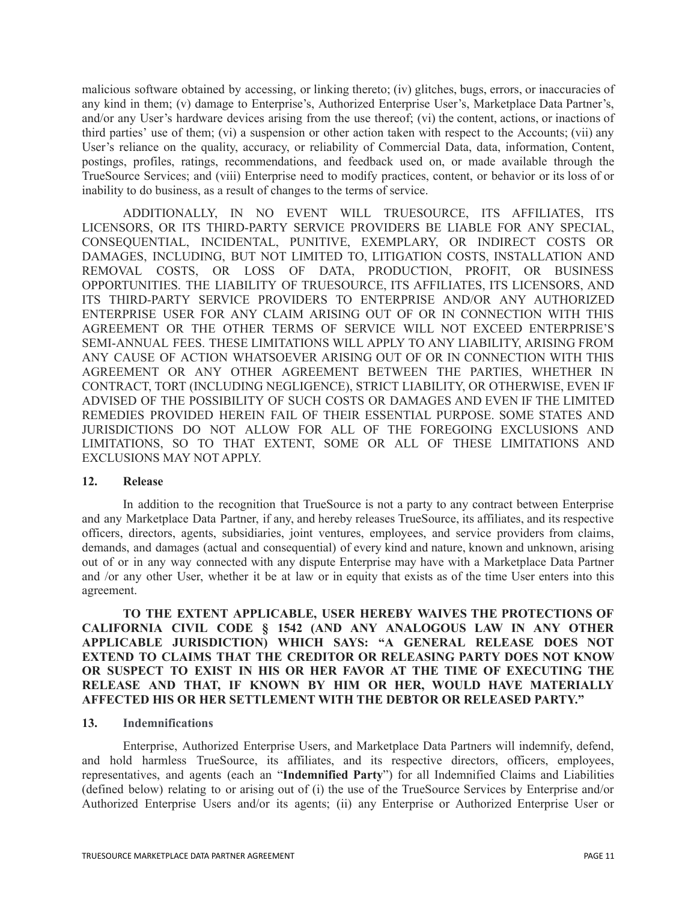malicious software obtained by accessing, or linking thereto; (iv) glitches, bugs, errors, or inaccuracies of any kind in them; (v) damage to Enterprise's, Authorized Enterprise User's, Marketplace Data Partner's, and/or any User's hardware devices arising from the use thereof; (vi) the content, actions, or inactions of third parties' use of them; (vi) a suspension or other action taken with respect to the Accounts; (vii) any User's reliance on the quality, accuracy, or reliability of Commercial Data, data, information, Content, postings, profiles, ratings, recommendations, and feedback used on, or made available through the TrueSource Services; and (viii) Enterprise need to modify practices, content, or behavior or its loss of or inability to do business, as a result of changes to the terms of service.

ADDITIONALLY, IN NO EVENT WILL TRUESOURCE, ITS AFFILIATES, ITS LICENSORS, OR ITS THIRD-PARTY SERVICE PROVIDERS BE LIABLE FOR ANY SPECIAL, CONSEQUENTIAL, INCIDENTAL, PUNITIVE, EXEMPLARY, OR INDIRECT COSTS OR DAMAGES, INCLUDING, BUT NOT LIMITED TO, LITIGATION COSTS, INSTALLATION AND REMOVAL COSTS, OR LOSS OF DATA, PRODUCTION, PROFIT, OR BUSINESS OPPORTUNITIES. THE LIABILITY OF TRUESOURCE, ITS AFFILIATES, ITS LICENSORS, AND ITS THIRD-PARTY SERVICE PROVIDERS TO ENTERPRISE AND/OR ANY AUTHORIZED ENTERPRISE USER FOR ANY CLAIM ARISING OUT OF OR IN CONNECTION WITH THIS AGREEMENT OR THE OTHER TERMS OF SERVICE WILL NOT EXCEED ENTERPRISE'S SEMI-ANNUAL FEES. THESE LIMITATIONS WILL APPLY TO ANY LIABILITY, ARISING FROM ANY CAUSE OF ACTION WHATSOEVER ARISING OUT OF OR IN CONNECTION WITH THIS AGREEMENT OR ANY OTHER AGREEMENT BETWEEN THE PARTIES, WHETHER IN CONTRACT, TORT (INCLUDING NEGLIGENCE), STRICT LIABILITY, OR OTHERWISE, EVEN IF ADVISED OF THE POSSIBILITY OF SUCH COSTS OR DAMAGES AND EVEN IF THE LIMITED REMEDIES PROVIDED HEREIN FAIL OF THEIR ESSENTIAL PURPOSE. SOME STATES AND JURISDICTIONS DO NOT ALLOW FOR ALL OF THE FOREGOING EXCLUSIONS AND LIMITATIONS, SO TO THAT EXTENT, SOME OR ALL OF THESE LIMITATIONS AND EXCLUSIONS MAY NOT APPLY.

## 12. Release

In addition to the recognition that TrueSource is not a party to any contract between Enterprise and any Marketplace Data Partner, if any, and hereby releases TrueSource, its affiliates, and its respective officers, directors, agents, subsidiaries, joint ventures, employees, and service providers from claims, demands, and damages (actual and consequential) of every kind and nature, known and unknown, arising out of or in any way connected with any dispute Enterprise may have with a Marketplace Data Partner and /or any other User, whether it be at law or in equity that exists as of the time User enters into this agreement.

**TO THE EXTENT APPLICABLE, USER HEREBY WAIVES THE PROTECTIONS OF CALIFORNIA CIVIL CODE § 1542 (AND ANY ANALOGOUS LAW IN ANY OTHER APPLICABLE JURISDICTION) WHICH SAYS: "A GENERAL RELEASE DOES NOT EXTEND TO CLAIMS THAT THE CREDITOR OR RELEASING PARTY DOES NOT KNOW OR SUSPECT TO EXIST IN HIS OR HER FAVOR AT THE TIME OF EXECUTING THE RELEASE AND THAT, IF KNOWN BY HIM OR HER, WOULD HAVE MATERIALLY AFFECTED HIS OR HER SETTLEMENT WITH THE DEBTOR OR RELEASED PARTY."**

## 13. Indemnifications

Enterprise, Authorized Enterprise Users, and Marketplace Data Partners will indemnify, defend, and hold harmless TrueSource, its affiliates, and its respective directors, officers, employees, representatives, and agents (each an "**Indemnified Party**") for all Indemnified Claims and Liabilities (defined below) relating to or arising out of (i) the use of the TrueSource Services by Enterprise and/or Authorized Enterprise Users and/or its agents; (ii) any Enterprise or Authorized Enterprise User or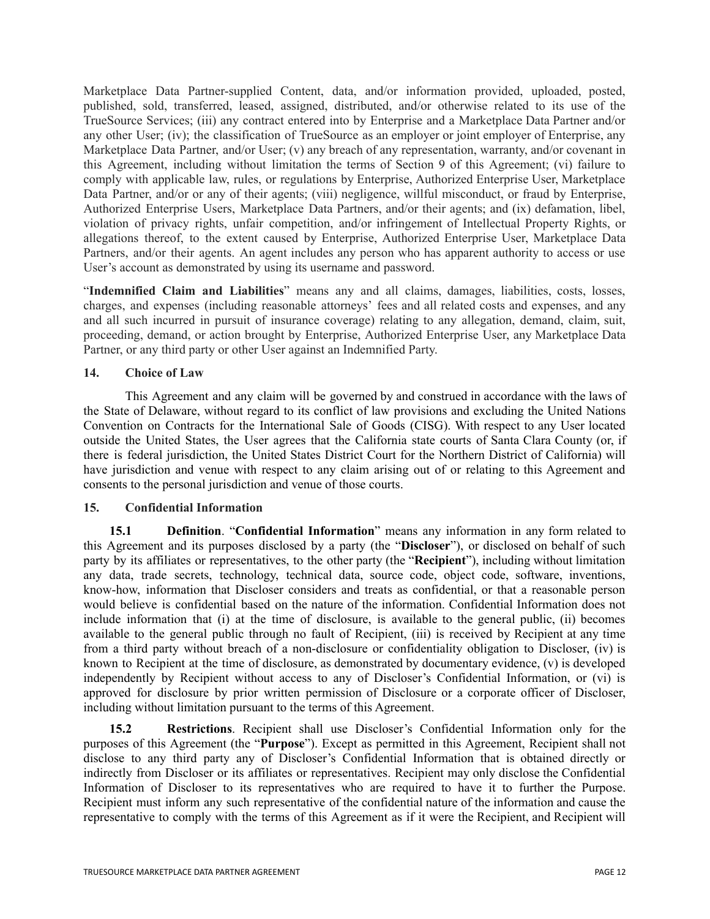Marketplace Data Partner-supplied Content, data, and/or information provided, uploaded, posted, published, sold, transferred, leased, assigned, distributed, and/or otherwise related to its use of the TrueSource Services; (iii) any contract entered into by Enterprise and a Marketplace Data Partner and/or any other User; (iv); the classification of TrueSource as an employer or joint employer of Enterprise, any Marketplace Data Partner, and/or User; (v) any breach of any representation, warranty, and/or covenant in this Agreement, including without limitation the terms of Section 9 of this Agreement; (vi) failure to comply with applicable law, rules, or regulations by Enterprise, Authorized Enterprise User, Marketplace Data Partner, and/or or any of their agents; (viii) negligence, willful misconduct, or fraud by Enterprise, Authorized Enterprise Users, Marketplace Data Partners, and/or their agents; and (ix) defamation, libel, violation of privacy rights, unfair competition, and/or infringement of Intellectual Property Rights, or allegations thereof, to the extent caused by Enterprise, Authorized Enterprise User, Marketplace Data Partners, and/or their agents. An agent includes any person who has apparent authority to access or use User's account as demonstrated by using its username and password.

"**Indemnified Claim and Liabilities**" means any and all claims, damages, liabilities, costs, losses, charges, and expenses (including reasonable attorneys' fees and all related costs and expenses, and any and all such incurred in pursuit of insurance coverage) relating to any allegation, demand, claim, suit, proceeding, demand, or action brought by Enterprise, Authorized Enterprise User, any Marketplace Data Partner, or any third party or other User against an Indemnified Party.

## 14. Choice of Law

This Agreement and any claim will be governed by and construed in accordance with the laws of the State of Delaware, without regard to its conflict of law provisions and excluding the United Nations Convention on Contracts for the International Sale of Goods (CISG). With respect to any User located outside the United States, the User agrees that the California state courts of Santa Clara County (or, if there is federal jurisdiction, the United States District Court for the Northern District of California) will have jurisdiction and venue with respect to any claim arising out of or relating to this Agreement and consents to the personal jurisdiction and venue of those courts.

## 15. Confidential Information

**15.1 Definition**. "**Confidential Information**" means any information in any form related to this Agreement and its purposes disclosed by a party (the "**Discloser**"), or disclosed on behalf of such party by its affiliates or representatives, to the other party (the "**Recipient**"), including without limitation any data, trade secrets, technology, technical data, source code, object code, software, inventions, know-how, information that Discloser considers and treats as confidential, or that a reasonable person would believe is confidential based on the nature of the information. Confidential Information does not include information that (i) at the time of disclosure, is available to the general public, (ii) becomes available to the general public through no fault of Recipient, (iii) is received by Recipient at any time from a third party without breach of a non-disclosure or confidentiality obligation to Discloser, (iv) is known to Recipient at the time of disclosure, as demonstrated by documentary evidence, (v) is developed independently by Recipient without access to any of Discloser's Confidential Information, or (vi) is approved for disclosure by prior written permission of Disclosure or a corporate officer of Discloser, including without limitation pursuant to the terms of this Agreement.

**15.2 Restrictions**. Recipient shall use Discloser's Confidential Information only for the purposes of this Agreement (the "**Purpose**"). Except as permitted in this Agreement, Recipient shall not disclose to any third party any of Discloser's Confidential Information that is obtained directly or indirectly from Discloser or its affiliates or representatives. Recipient may only disclose the Confidential Information of Discloser to its representatives who are required to have it to further the Purpose. Recipient must inform any such representative of the confidential nature of the information and cause the representative to comply with the terms of this Agreement as if it were the Recipient, and Recipient will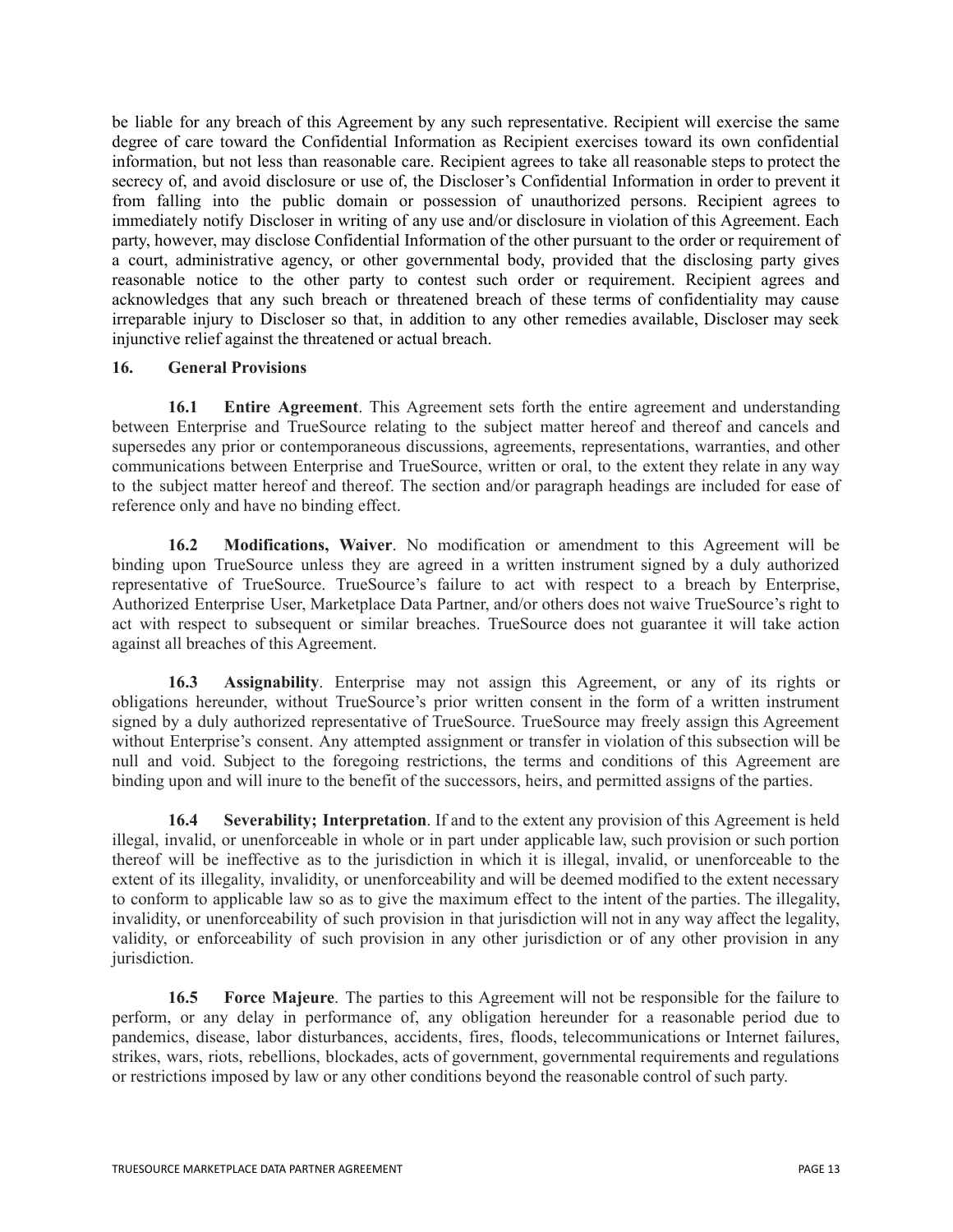be liable for any breach of this Agreement by any such representative. Recipient will exercise the same degree of care toward the Confidential Information as Recipient exercises toward its own confidential information, but not less than reasonable care. Recipient agrees to take all reasonable steps to protect the secrecy of, and avoid disclosure or use of, the Discloser's Confidential Information in order to prevent it from falling into the public domain or possession of unauthorized persons. Recipient agrees to immediately notify Discloser in writing of any use and/or disclosure in violation of this Agreement. Each party, however, may disclose Confidential Information of the other pursuant to the order or requirement of a court, administrative agency, or other governmental body, provided that the disclosing party gives reasonable notice to the other party to contest such order or requirement. Recipient agrees and acknowledges that any such breach or threatened breach of these terms of confidentiality may cause irreparable injury to Discloser so that, in addition to any other remedies available, Discloser may seek injunctive relief against the threatened or actual breach.

**16. General Provisions**

**16.1 Entire Agreement**. This Agreement sets forth the entire agreement and understanding between Enterprise and TrueSource relating to the subject matter hereof and thereof and cancels and supersedes any prior or contemporaneous discussions, agreements, representations, warranties, and other communications between Enterprise and TrueSource, written or oral, to the extent they relate in any way to the subject matter hereof and thereof. The section and/or paragraph headings are included for ease of reference only and have no binding effect.

**16.2 Modifications, Waiver**. No modification or amendment to this Agreement will be binding upon TrueSource unless they are agreed in a written instrument signed by a duly authorized representative of TrueSource. TrueSource's failure to act with respect to a breach by Enterprise, Authorized Enterprise User, Marketplace Data Partner, and/or others does not waive TrueSource's right to act with respect to subsequent or similar breaches. TrueSource does not guarantee it will take action against all breaches of this Agreement.

**16.3 Assignability**. Enterprise may not assign this Agreement, or any of its rights or obligations hereunder, without TrueSource's prior written consent in the form of a written instrument signed by a duly authorized representative of TrueSource. TrueSource may freely assign this Agreement without Enterprise's consent. Any attempted assignment or transfer in violation of this subsection will be null and void. Subject to the foregoing restrictions, the terms and conditions of this Agreement are binding upon and will inure to the benefit of the successors, heirs, and permitted assigns of the parties.

**16.4 Severability; Interpretation**. If and to the extent any provision of this Agreement is held illegal, invalid, or unenforceable in whole or in part under applicable law, such provision or such portion thereof will be ineffective as to the jurisdiction in which it is illegal, invalid, or unenforceable to the extent of its illegality, invalidity, or unenforceability and will be deemed modified to the extent necessary to conform to applicable law so as to give the maximum effect to the intent of the parties. The illegality, invalidity, or unenforceability of such provision in that jurisdiction will not in any way affect the legality, validity, or enforceability of such provision in any other jurisdiction or of any other provision in any jurisdiction.

**16.5 Force Majeure**. The parties to this Agreement will not be responsible for the failure to perform, or any delay in performance of, any obligation hereunder for a reasonable period due to pandemics, disease, labor disturbances, accidents, fires, floods, telecommunications or Internet failures, strikes, wars, riots, rebellions, blockades, acts of government, governmental requirements and regulations or restrictions imposed by law or any other conditions beyond the reasonable control of such party.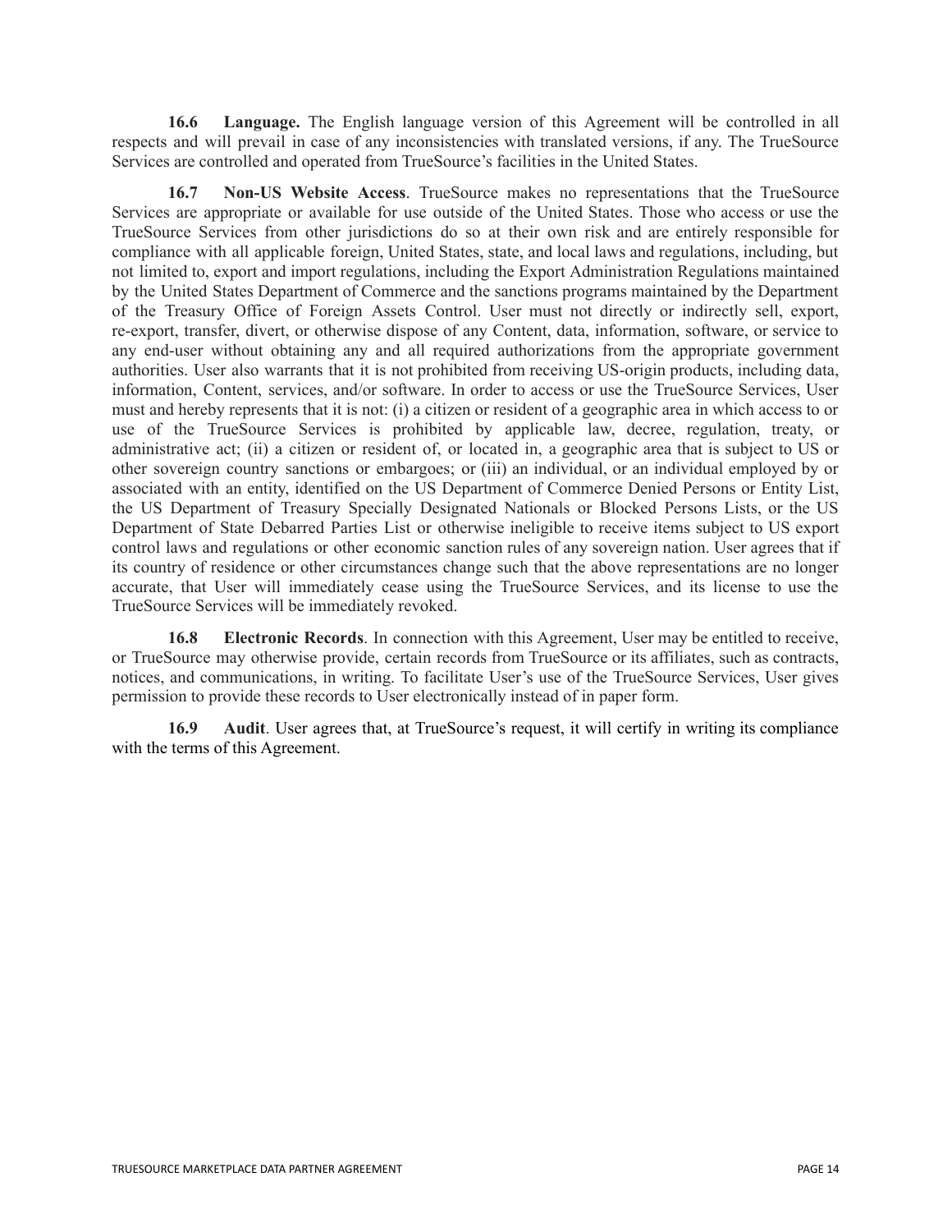**16.6 Language.** The English language version of this Agreement will be controlled in all respects and will prevail in case of any inconsistencies with translated versions, if any. The TrueSource Services are controlled and operated from TrueSource's facilities in the United States.

**16.7 Non-US Website Access**. TrueSource makes no representations that the TrueSource Services are appropriate or available for use outside of the United States. Those who access or use the TrueSource Services from other jurisdictions do so at their own risk and are entirely responsible for compliance with all applicable foreign, United States, state, and local laws and regulations, including, but not limited to, export and import regulations, including the Export Administration Regulations maintained by the United States Department of Commerce and the sanctions programs maintained by the Department of the Treasury Office of Foreign Assets Control. User must not directly or indirectly sell, export, re-export, transfer, divert, or otherwise dispose of any Content, data, information, software, or service to any end-user without obtaining any and all required authorizations from the appropriate government authorities. User also warrants that it is not prohibited from receiving US-origin products, including data, information, Content, services, and/or software. In order to access or use the TrueSource Services, User must and hereby represents that it is not: (i) a citizen or resident of a geographic area in which access to or use of the TrueSource Services is prohibited by applicable law, decree, regulation, treaty, or administrative act; (ii) a citizen or resident of, or located in, a geographic area that is subject to US or other sovereign country sanctions or embargoes; or (iii) an individual, or an individual employed by or associated with an entity, identified on the US Department of Commerce Denied Persons or Entity List, the US Department of Treasury Specially Designated Nationals or Blocked Persons Lists, or the US Department of State Debarred Parties List or otherwise ineligible to receive items subject to US export control laws and regulations or other economic sanction rules of any sovereign nation. User agrees that if its country of residence or other circumstances change such that the above representations are no longer accurate, that User will immediately cease using the TrueSource Services, and its license to use the TrueSource Services will be immediately revoked.

**16.8 Electronic Records**. In connection with this Agreement, User may be entitled to receive, or TrueSource may otherwise provide, certain records from TrueSource or its affiliates, such as contracts, notices, and communications, in writing. To facilitate User's use of the TrueSource Services, User gives permission to provide these records to User electronically instead of in paper form.

**16.9 Audit**. User agrees that, at TrueSource's request, it will certify in writing its compliance with the terms of this Agreement.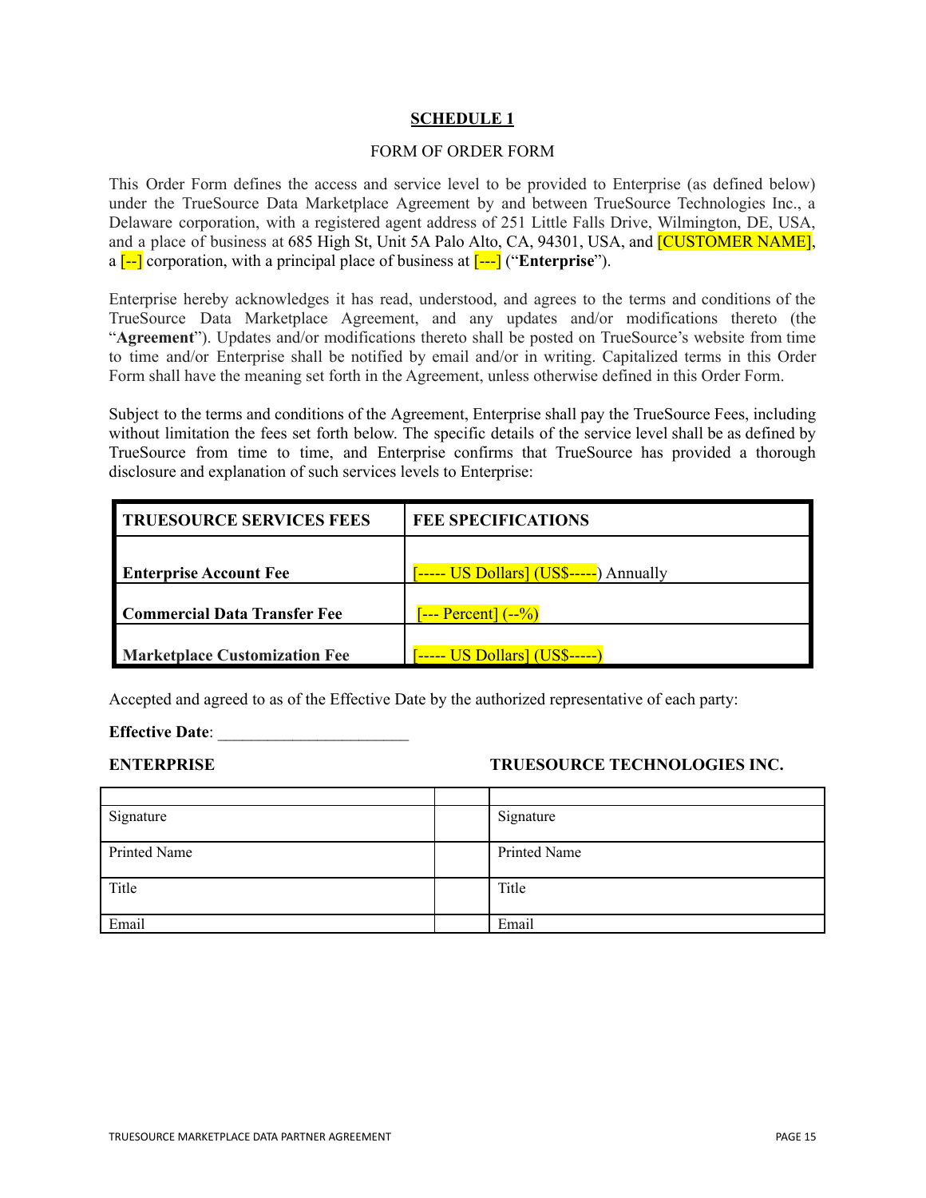## SCHEDULE 1

FORM OF ORDER FORM

This Order Form defines the access and service level to be provided to Enterprise (as defined below) under the TrueSource Data Marketplace Agreement by and between TrueSource Technologies Inc., a Delaware corporation, with a registered agent address of 251 Little Falls Drive, Wilmington, DE, USA, and a place of business at 685 High St, Unit 5A Palo Alto, CA, 94301, USA, and [CUSTOMER NAME], a [--] corporation, with a principal place of business at [---] ("**Enterprise**").

Enterprise hereby acknowledges it has read, understood, and agrees to the terms and conditions of the TrueSource Data Marketplace Agreement, and any updates and/or modifications thereto (the "**Agreement**"). Updates and/or modifications thereto shall be posted on TrueSource's website from time to time and/or Enterprise shall be notified by email and/or in writing. Capitalized terms in this Order Form shall have the meaning set forth in the Agreement, unless otherwise defined in this Order Form.

Subject to the terms and conditions of the Agreement, Enterprise shall pay the TrueSource Fees, including without limitation the fees set forth below. The specific details of the service level shall be as defined by TrueSource from time to time, and Enterprise confirms that TrueSource has provided a thorough disclosure and explanation of such services levels to Enterprise:

| **TRUESOURCE SERVICES FEES** | **FEE SPECIFICATIONS** |
|---|---|
| **Enterprise Account Fee** | [----- US Dollars] (US$-----) Annually |
| **Commercial Data Transfer Fee** | [--- Percent] (--%) |
| **Marketplace Customization Fee** | [----- US Dollars] (US$-----) |

Accepted and agreed to as of the Effective Date by the authorized representative of each party:

**Effective Date**: _______________________

| **ENTERPRISE** | | **TRUESOURCE TECHNOLOGIES INC.** |
|---|---|---|
| | | |
| Signature | | Signature |
| Printed Name | | Printed Name |
| Title | | Title |
| Email | | Email |